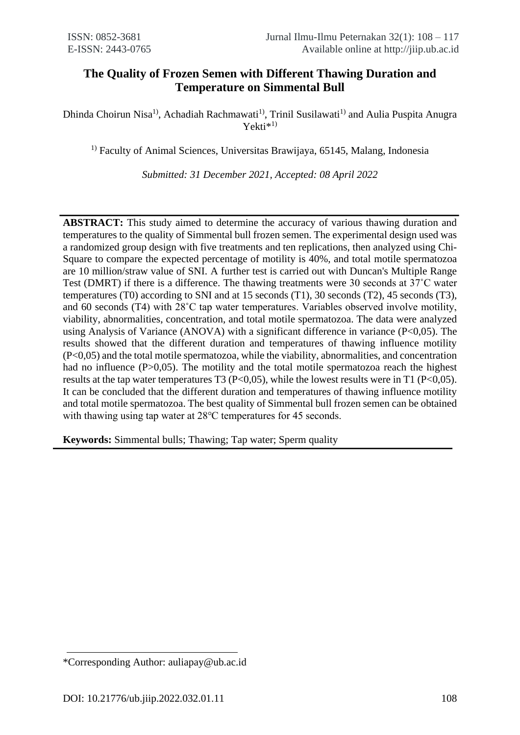# The Quality of Frozen Semen with Different Thawing Duration and Temperature on Simmental Bull

Dhinda Choirun Nisa[1)], Achadiah Rachmawati[1)], Trinil Susilawati[1)] and Aulia Puspita Anugra Yekti*[1)]

[1)] Faculty of Animal Sciences, Universitas Brawijaya, 65145, Malang, Indonesia

*Submitted: 31 December 2021, Accepted: 08 April 2022*

---

**ABSTRACT:** This study aimed to determine the accuracy of various thawing duration and temperatures to the quality of Simmental bull frozen semen. The experimental design used was a randomized group design with five treatments and ten replications, then analyzed using Chi-Square to compare the expected percentage of motility is 40%, and total motile spermatozoa are 10 million/straw value of SNI. A further test is carried out with Duncan's Multiple Range Test (DMRT) if there is a difference. The thawing treatments were 30 seconds at 37˚C water temperatures (T0) according to SNI and at 15 seconds (T1), 30 seconds (T2), 45 seconds (T3), and 60 seconds (T4) with 28˚C tap water temperatures. Variables observed involve motility, viability, abnormalities, concentration, and total motile spermatozoa. The data were analyzed using Analysis of Variance (ANOVA) with a significant difference in variance ($P<0,05$). The results showed that the different duration and temperatures of thawing influence motility ($P<0,05$) and the total motile spermatozoa, while the viability, abnormalities, and concentration had no influence ($P>0,05$). The motility and the total motile spermatozoa reach the highest results at the tap water temperatures T3 ($P<0,05$), while the lowest results were in T1 ($P<0,05$). It can be concluded that the different duration and temperatures of thawing influence motility and total motile spermatozoa. The best quality of Simmental bull frozen semen can be obtained with thawing using tap water at 28℃ temperatures for 45 seconds.

**Keywords:** Simmental bulls; Thawing; Tap water; Sperm quality

---

*Corresponding Author: auliapay@ub.ac.id

DOI: 10.21776/ub.jiip.2022.032.01.11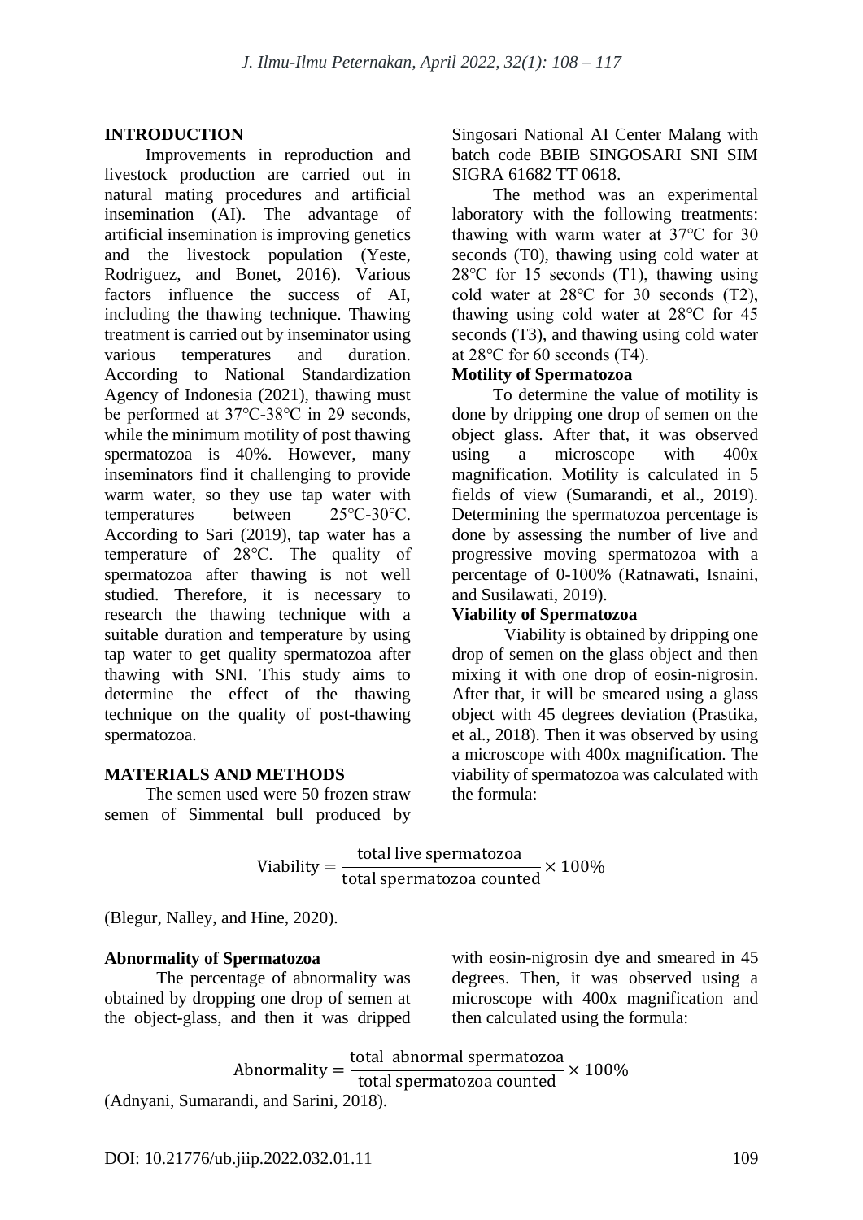## INTRODUCTION

Improvements in reproduction and livestock production are carried out in natural mating procedures and artificial insemination (AI). The advantage of artificial insemination is improving genetics and the livestock population (Yeste, Rodriguez, and Bonet, 2016). Various factors influence the success of AI, including the thawing technique. Thawing treatment is carried out by inseminator using various temperatures and duration. According to National Standardization Agency of Indonesia (2021), thawing must be performed at 37℃-38℃ in 29 seconds, while the minimum motility of post thawing spermatozoa is 40%. However, many inseminators find it challenging to provide warm water, so they use tap water with temperatures between 25℃-30℃. According to Sari (2019), tap water has a temperature of 28℃. The quality of spermatozoa after thawing is not well studied. Therefore, it is necessary to research the thawing technique with a suitable duration and temperature by using tap water to get quality spermatozoa after thawing with SNI. This study aims to determine the effect of the thawing technique on the quality of post-thawing spermatozoa.

## MATERIALS AND METHODS

The semen used were 50 frozen straw semen of Simmental bull produced by Singosari National AI Center Malang with batch code BBIB SINGOSARI SNI SIM SIGRA 61682 TT 0618.

The method was an experimental laboratory with the following treatments: thawing with warm water at 37℃ for 30 seconds (T0), thawing using cold water at 28℃ for 15 seconds (T1), thawing using cold water at 28℃ for 30 seconds (T2), thawing using cold water at 28℃ for 45 seconds (T3), and thawing using cold water at 28℃ for 60 seconds (T4).

### Motility of Spermatozoa

To determine the value of motility is done by dripping one drop of semen on the object glass. After that, it was observed using a microscope with 400x magnification. Motility is calculated in 5 fields of view (Sumarandi, et al., 2019). Determining the spermatozoa percentage is done by assessing the number of live and progressive moving spermatozoa with a percentage of 0-100% (Ratnawati, Isnaini, and Susilawati, 2019).

### Viability of Spermatozoa

Viability is obtained by dripping one drop of semen on the glass object and then mixing it with one drop of eosin-nigrosin. After that, it will be smeared using a glass object with 45 degrees deviation (Prastika, et al., 2018). Then it was observed by using a microscope with 400x magnification. The viability of spermatozoa was calculated with the formula:

$$\text{Viability} = \frac{\text{total live spermatozoa}}{\text{total spermatozoa counted}} \times 100\%$$

(Blegur, Nalley, and Hine, 2020).

### Abnormality of Spermatozoa

The percentage of abnormality was obtained by dropping one drop of semen at the object-glass, and then it was dripped with eosin-nigrosin dye and smeared in 45 degrees. Then, it was observed using a microscope with 400x magnification and then calculated using the formula:

$$\text{Abnormality} = \frac{\text{total abnormal spermatozoa}}{\text{total spermatozoa counted}} \times 100\%$$

(Adnyani, Sumarandi, and Sarini, 2018).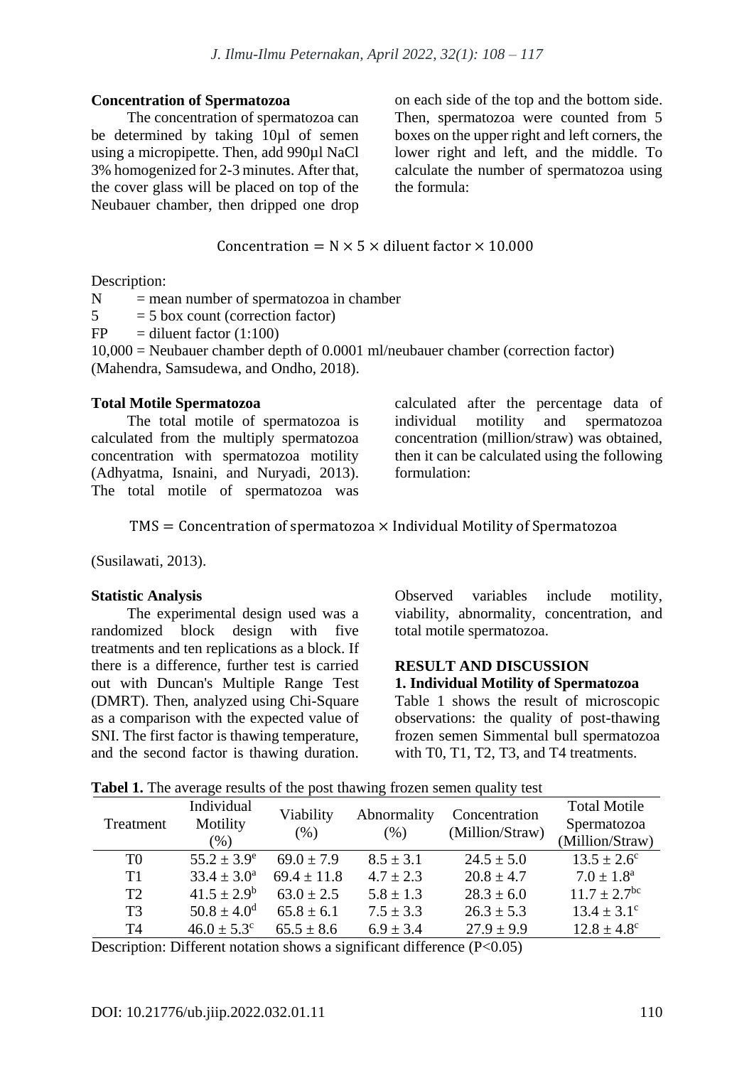### Concentration of Spermatozoa

The concentration of spermatozoa can be determined by taking 10µl of semen using a micropipette. Then, add 990µl NaCl 3% homogenized for 2-3 minutes. After that, the cover glass will be placed on top of the Neubauer chamber, then dripped one drop on each side of the top and the bottom side. Then, spermatozoa were counted from 5 boxes on the upper right and left corners, the lower right and left, and the middle. To calculate the number of spermatozoa using the formula:

$$\text{Concentration} = \text{N} \times 5 \times \text{diluent factor} \times 10.000$$

Description:

N = mean number of spermatozoa in chamber
5 = 5 box count (correction factor)
FP = diluent factor (1:100)
10,000 = Neubauer chamber depth of 0.0001 ml/neubauer chamber (correction factor) (Mahendra, Samsudewa, and Ondho, 2018).

### Total Motile Spermatozoa

The total motile of spermatozoa is calculated from the multiply spermatozoa concentration with spermatozoa motility (Adhyatma, Isnaini, and Nuryadi, 2013). The total motile of spermatozoa was calculated after the percentage data of individual motility and spermatozoa concentration (million/straw) was obtained, then it can be calculated using the following formulation:

$$\text{TMS} = \text{Concentration of spermatozoa} \times \text{Individual Motility of Spermatozoa}$$

(Susilawati, 2013).

### Statistic Analysis

The experimental design used was a randomized block design with five treatments and ten replications as a block. If there is a difference, further test is carried out with Duncan's Multiple Range Test (DMRT). Then, analyzed using Chi-Square as a comparison with the expected value of SNI. The first factor is thawing temperature, and the second factor is thawing duration. Observed variables include motility, viability, abnormality, concentration, and total motile spermatozoa.

## RESULT AND DISCUSSION

### 1. Individual Motility of Spermatozoa

Table 1 shows the result of microscopic observations: the quality of post-thawing frozen semen Simmental bull spermatozoa with T0, T1, T2, T3, and T4 treatments.

**Tabel 1.** The average results of the post thawing frozen semen quality test

| Treatment | Individual Motility (%) | Viability (%) | Abnormality (%) | Concentration (Million/Straw) | Total Motile Spermatozoa (Million/Straw) |
|---|---|---|---|---|---|
| T0 | $55.2 \pm 3.9^{e}$ | $69.0 \pm 7.9$ | $8.5 \pm 3.1$ | $24.5 \pm 5.0$ | $13.5 \pm 2.6^{c}$ |
| T1 | $33.4 \pm 3.0^{a}$ | $69.4 \pm 11.8$ | $4.7 \pm 2.3$ | $20.8 \pm 4.7$ | $7.0 \pm 1.8^{a}$ |
| T2 | $41.5 \pm 2.9^{b}$ | $63.0 \pm 2.5$ | $5.8 \pm 1.3$ | $28.3 \pm 6.0$ | $11.7 \pm 2.7^{bc}$ |
| T3 | $50.8 \pm 4.0^{d}$ | $65.8 \pm 6.1$ | $7.5 \pm 3.3$ | $26.3 \pm 5.3$ | $13.4 \pm 3.1^{c}$ |
| T4 | $46.0 \pm 5.3^{c}$ | $65.5 \pm 8.6$ | $6.9 \pm 3.4$ | $27.9 \pm 9.9$ | $12.8 \pm 4.8^{c}$ |

Description: Different notation shows a significant difference ($P<0.05$)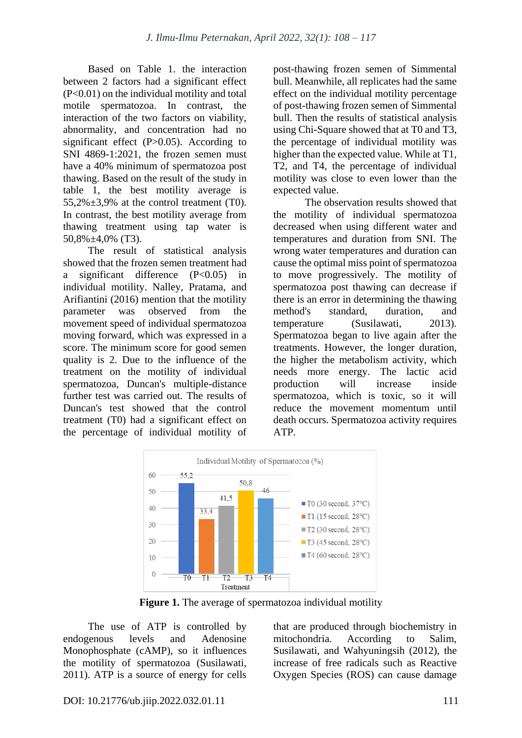Based on Table 1. the interaction between 2 factors had a significant effect (P<0.01) on the individual motility and total motile spermatozoa. In contrast, the interaction of the two factors on viability, abnormality, and concentration had no significant effect (P>0.05). According to SNI 4869-1:2021, the frozen semen must have a 40% minimum of spermatozoa post thawing. Based on the result of the study in table 1, the best motility average is 55,2%±3,9% at the control treatment (T0). In contrast, the best motility average from thawing treatment using tap water is 50,8%±4,0% (T3).

The result of statistical analysis showed that the frozen semen treatment had a significant difference (P<0.05) in individual motility. Nalley, Pratama, and Arifiantini (2016) mention that the motility parameter was observed from the movement speed of individual spermatozoa moving forward, which was expressed in a score. The minimum score for good semen quality is 2. Due to the influence of the treatment on the motility of individual spermatozoa, Duncan's multiple-distance further test was carried out. The results of Duncan's test showed that the control treatment (T0) had a significant effect on the percentage of individual motility of post-thawing frozen semen of Simmental bull. Meanwhile, all replicates had the same effect on the individual motility percentage of post-thawing frozen semen of Simmental bull. Then the results of statistical analysis using Chi-Square showed that at T0 and T3, the percentage of individual motility was higher than the expected value. While at T1, T2, and T4, the percentage of individual motility was close to even lower than the expected value.

The observation results showed that the motility of individual spermatozoa decreased when using different water and temperatures and duration from SNI. The wrong water temperatures and duration can cause the optimal miss point of spermatozoa to move progressively. The motility of spermatozoa post thawing can decrease if there is an error in determining the thawing method's standard, duration, and temperature (Susilawati, 2013). Spermatozoa began to live again after the treatments. However, the longer duration, the higher the metabolism activity, which needs more energy. The lactic acid production will increase inside spermatozoa, which is toxic, so it will reduce the movement momentum until death occurs. Spermatozoa activity requires ATP.

Individual Motility of Spermatozoa (%)

| Treatment | Individual Motility (%) |
|---|---|
| T0 (30 second, 37°C) | 55,2 |
| T1 (15 second, 28°C) | 33,4 |
| T2 (30 second, 28°C) | 41,5 |
| T3 (45 second, 28°C) | 50,8 |
| T4 (60 second, 28°C) | 46 |

**Figure 1.** The average of spermatozoa individual motility

The use of ATP is controlled by endogenous levels and Adenosine Monophosphate (cAMP), so it influences the motility of spermatozoa (Susilawati, 2011). ATP is a source of energy for cells that are produced through biochemistry in mitochondria. According to Salim, Susilawati, and Wahyuningsih (2012), the increase of free radicals such as Reactive Oxygen Species (ROS) can cause damage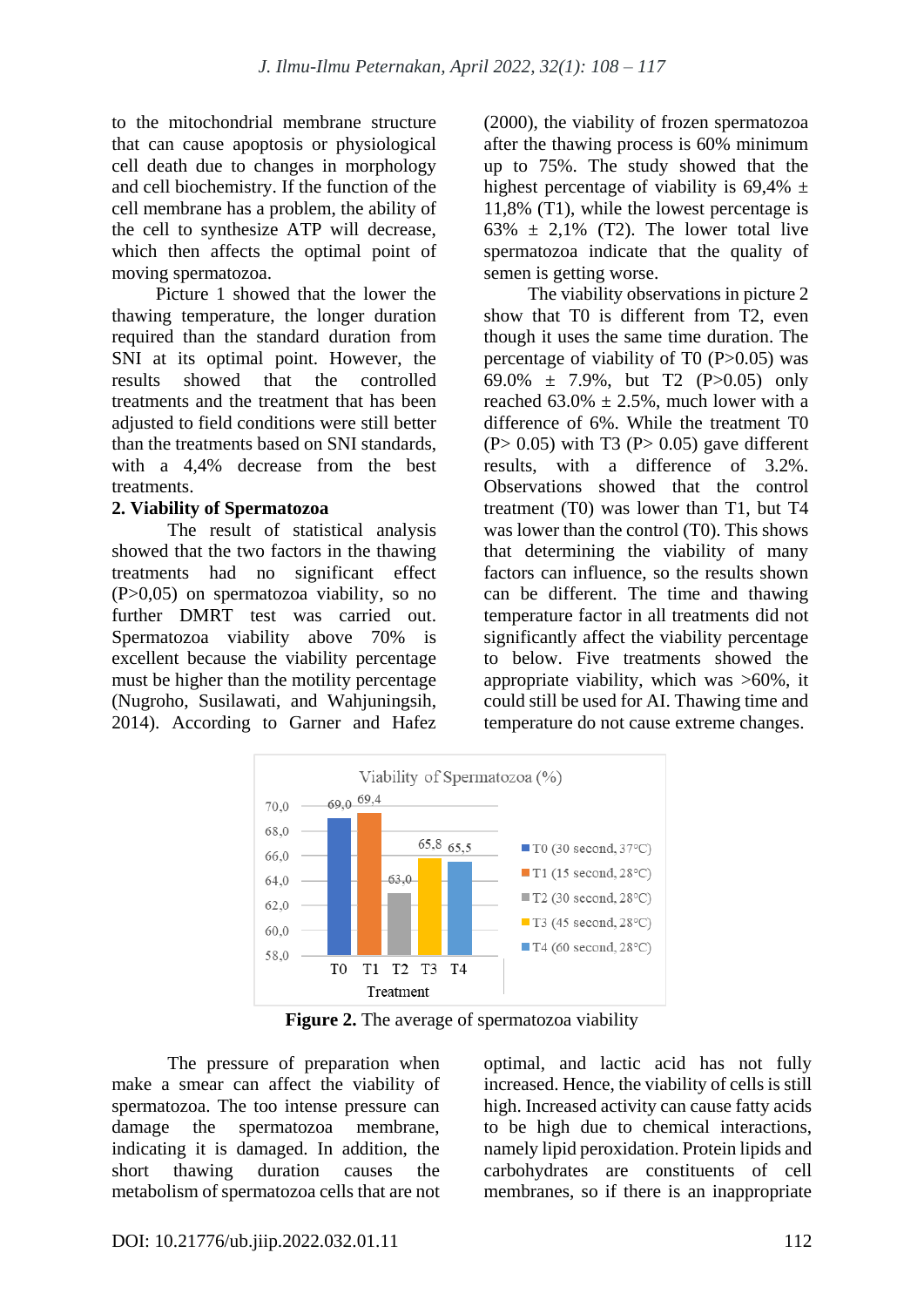to the mitochondrial membrane structure that can cause apoptosis or physiological cell death due to changes in morphology and cell biochemistry. If the function of the cell membrane has a problem, the ability of the cell to synthesize ATP will decrease, which then affects the optimal point of moving spermatozoa.

Picture 1 showed that the lower the thawing temperature, the longer duration required than the standard duration from SNI at its optimal point. However, the results showed that the controlled treatments and the treatment that has been adjusted to field conditions were still better than the treatments based on SNI standards, with a 4,4% decrease from the best treatments.

**2. Viability of Spermatozoa**

The result of statistical analysis showed that the two factors in the thawing treatments had no significant effect (P>0,05) on spermatozoa viability, so no further DMRT test was carried out. Spermatozoa viability above 70% is excellent because the viability percentage must be higher than the motility percentage (Nugroho, Susilawati, and Wahjuningsih, 2014). According to Garner and Hafez (2000), the viability of frozen spermatozoa after the thawing process is 60% minimum up to 75%. The study showed that the highest percentage of viability is 69,4% ± 11,8% (T1), while the lowest percentage is 63% ± 2,1% (T2). The lower total live spermatozoa indicate that the quality of semen is getting worse.

The viability observations in picture 2 show that T0 is different from T2, even though it uses the same time duration. The percentage of viability of T0 (P>0.05) was 69.0% ± 7.9%, but T2 (P>0.05) only reached 63.0% ± 2.5%, much lower with a difference of 6%. While the treatment T0 (P> 0.05) with T3 (P> 0.05) gave different results, with a difference of 3.2%. Observations showed that the control treatment (T0) was lower than T1, but T4 was lower than the control (T0). This shows that determining the viability of many factors can influence, so the results shown can be different. The time and thawing temperature factor in all treatments did not significantly affect the viability percentage to below. Five treatments showed the appropriate viability, which was >60%, it could still be used for AI. Thawing time and temperature do not cause extreme changes.

**Figure 2.** The average of spermatozoa viability

The pressure of preparation when make a smear can affect the viability of spermatozoa. The too intense pressure can damage the spermatozoa membrane, indicating it is damaged. In addition, the short thawing duration causes the metabolism of spermatozoa cells that are not optimal, and lactic acid has not fully increased. Hence, the viability of cells is still high. Increased activity can cause fatty acids to be high due to chemical interactions, namely lipid peroxidation. Protein lipids and carbohydrates are constituents of cell membranes, so if there is an inappropriate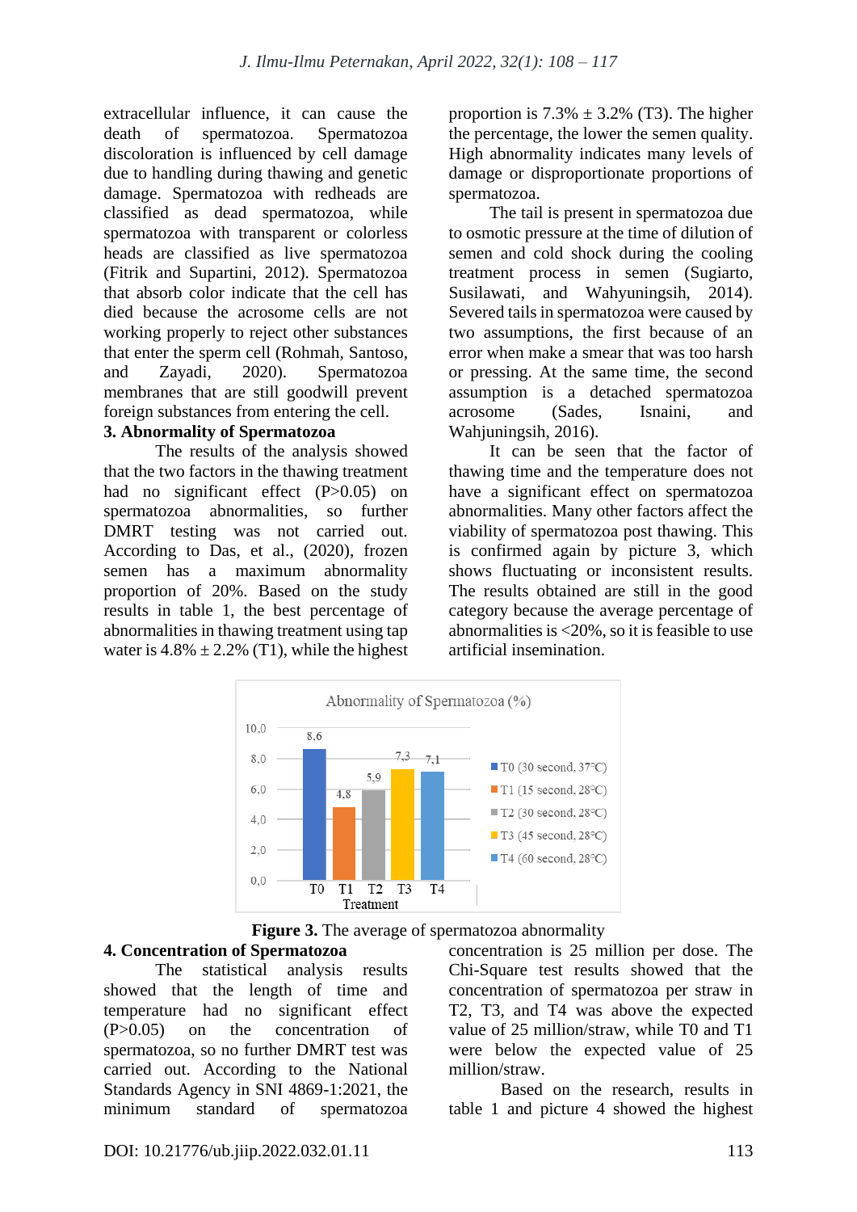extracellular influence, it can cause the death of spermatozoa. Spermatozoa discoloration is influenced by cell damage due to handling during thawing and genetic damage. Spermatozoa with redheads are classified as dead spermatozoa, while spermatozoa with transparent or colorless heads are classified as live spermatozoa (Fitrik and Supartini, 2012). Spermatozoa that absorb color indicate that the cell has died because the acrosome cells are not working properly to reject other substances that enter the sperm cell (Rohmah, Santoso, and Zayadi, 2020). Spermatozoa membranes that are still goodwill prevent foreign substances from entering the cell.

**3. Abnormality of Spermatozoa**

The results of the analysis showed that the two factors in the thawing treatment had no significant effect (P>0.05) on spermatozoa abnormalities, so further DMRT testing was not carried out. According to Das, et al., (2020), frozen semen has a maximum abnormality proportion of 20%. Based on the study results in table 1, the best percentage of abnormalities in thawing treatment using tap water is 4.8% ± 2.2% (T1), while the highest proportion is 7.3% ± 3.2% (T3). The higher the percentage, the lower the semen quality. High abnormality indicates many levels of damage or disproportionate proportions of spermatozoa.

The tail is present in spermatozoa due to osmotic pressure at the time of dilution of semen and cold shock during the cooling treatment process in semen (Sugiarto, Susilawati, and Wahyuningsih, 2014). Severed tails in spermatozoa were caused by two assumptions, the first because of an error when make a smear that was too harsh or pressing. At the same time, the second assumption is a detached spermatozoa acrosome (Sades, Isnaini, and Wahjuningsih, 2016).

It can be seen that the factor of thawing time and the temperature does not have a significant effect on spermatozoa abnormalities. Many other factors affect the viability of spermatozoa post thawing. This is confirmed again by picture 3, which shows fluctuating or inconsistent results. The results obtained are still in the good category because the average percentage of abnormalities is <20%, so it is feasible to use artificial insemination.

**Figure 3.** The average of spermatozoa abnormality

**4. Concentration of Spermatozoa**

The statistical analysis results showed that the length of time and temperature had no significant effect (P>0.05) on the concentration of spermatozoa, so no further DMRT test was carried out. According to the National Standards Agency in SNI 4869-1:2021, the minimum standard of spermatozoa concentration is 25 million per dose. The Chi-Square test results showed that the concentration of spermatozoa per straw in T2, T3, and T4 was above the expected value of 25 million/straw, while T0 and T1 were below the expected value of 25 million/straw.

Based on the research, results in table 1 and picture 4 showed the highest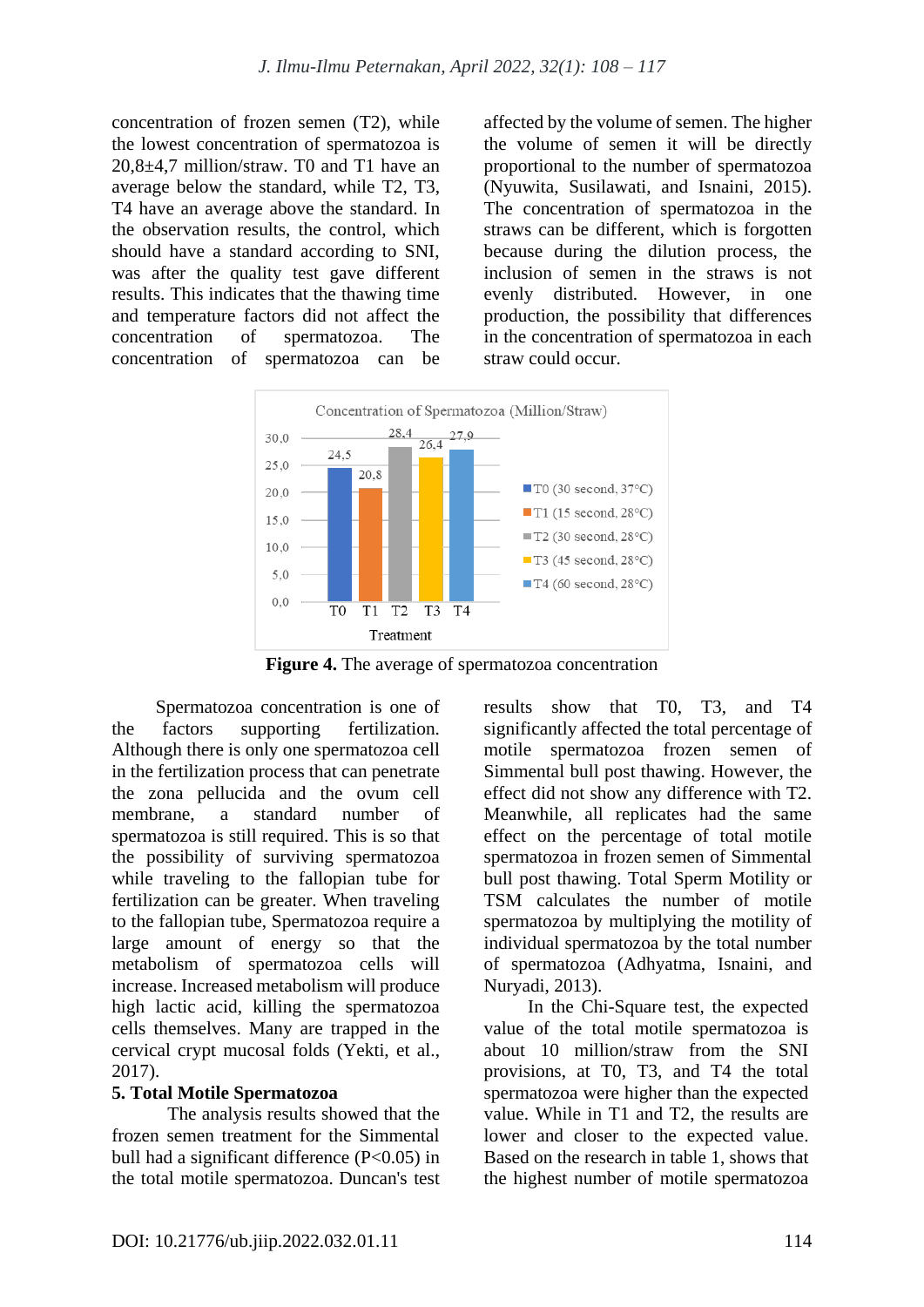concentration of frozen semen (T2), while the lowest concentration of spermatozoa is 20,8±4,7 million/straw. T0 and T1 have an average below the standard, while T2, T3, T4 have an average above the standard. In the observation results, the control, which should have a standard according to SNI, was after the quality test gave different results. This indicates that the thawing time and temperature factors did not affect the concentration of spermatozoa. The concentration of spermatozoa can be affected by the volume of semen. The higher the volume of semen it will be directly proportional to the number of spermatozoa (Nyuwita, Susilawati, and Isnaini, 2015). The concentration of spermatozoa in the straws can be different, which is forgotten because during the dilution process, the inclusion of semen in the straws is not evenly distributed. However, in one production, the possibility that differences in the concentration of spermatozoa in each straw could occur.

**Figure 4.** The average of spermatozoa concentration

Spermatozoa concentration is one of the factors supporting fertilization. Although there is only one spermatozoa cell in the fertilization process that can penetrate the zona pellucida and the ovum cell membrane, a standard number of spermatozoa is still required. This is so that the possibility of surviving spermatozoa while traveling to the fallopian tube for fertilization can be greater. When traveling to the fallopian tube, Spermatozoa require a large amount of energy so that the metabolism of spermatozoa cells will increase. Increased metabolism will produce high lactic acid, killing the spermatozoa cells themselves. Many are trapped in the cervical crypt mucosal folds (Yekti, et al., 2017).

**5. Total Motile Spermatozoa**

The analysis results showed that the frozen semen treatment for the Simmental bull had a significant difference ($P<0.05$) in the total motile spermatozoa. Duncan's test results show that T0, T3, and T4 significantly affected the total percentage of motile spermatozoa frozen semen of Simmental bull post thawing. However, the effect did not show any difference with T2. Meanwhile, all replicates had the same effect on the percentage of total motile spermatozoa in frozen semen of Simmental bull post thawing. Total Sperm Motility or TSM calculates the number of motile spermatozoa by multiplying the motility of individual spermatozoa by the total number of spermatozoa (Adhyatma, Isnaini, and Nuryadi, 2013).

In the Chi-Square test, the expected value of the total motile spermatozoa is about 10 million/straw from the SNI provisions, at T0, T3, and T4 the total spermatozoa were higher than the expected value. While in T1 and T2, the results are lower and closer to the expected value. Based on the research in table 1, shows that the highest number of motile spermatozoa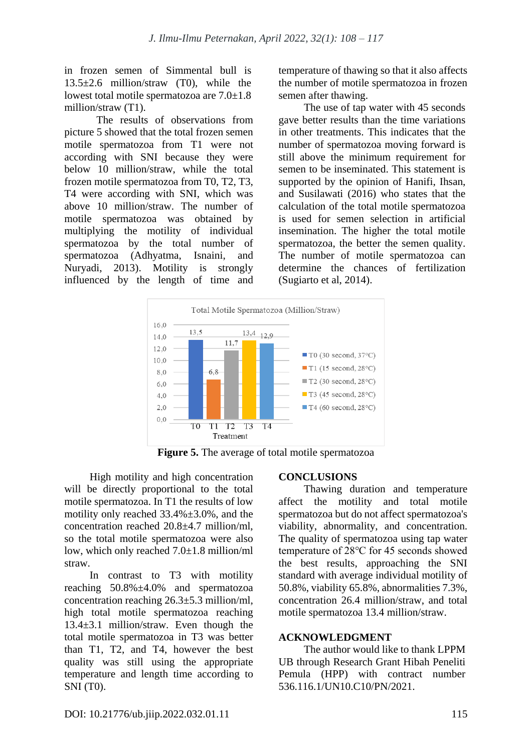in frozen semen of Simmental bull is 13.5±2.6 million/straw (T0), while the lowest total motile spermatozoa are 7.0±1.8 million/straw (T1).

The results of observations from picture 5 showed that the total frozen semen motile spermatozoa from T1 were not according with SNI because they were below 10 million/straw, while the total frozen motile spermatozoa from T0, T2, T3, T4 were according with SNI, which was above 10 million/straw. The number of motile spermatozoa was obtained by multiplying the motility of individual spermatozoa by the total number of spermatozoa (Adhyatma, Isnaini, and Nuryadi, 2013). Motility is strongly influenced by the length of time and temperature of thawing so that it also affects the number of motile spermatozoa in frozen semen after thawing.

The use of tap water with 45 seconds gave better results than the time variations in other treatments. This indicates that the number of spermatozoa moving forward is still above the minimum requirement for semen to be inseminated. This statement is supported by the opinion of Hanifi, Ihsan, and Susilawati (2016) who states that the calculation of the total motile spermatozoa is used for semen selection in artificial insemination. The higher the total motile spermatozoa, the better the semen quality. The number of motile spermatozoa can determine the chances of fertilization (Sugiarto et al, 2014).

**Figure 5.** The average of total motile spermatozoa

High motility and high concentration will be directly proportional to the total motile spermatozoa. In T1 the results of low motility only reached 33.4%±3.0%, and the concentration reached 20.8±4.7 million/ml, so the total motile spermatozoa were also low, which only reached 7.0±1.8 million/ml straw.

In contrast to T3 with motility reaching 50.8%±4.0% and spermatozoa concentration reaching 26.3±5.3 million/ml, high total motile spermatozoa reaching 13.4±3.1 million/straw. Even though the total motile spermatozoa in T3 was better than T1, T2, and T4, however the best quality was still using the appropriate temperature and length time according to SNI (T0).

## CONCLUSIONS

Thawing duration and temperature affect the motility and total motile spermatozoa but do not affect spermatozoa's viability, abnormality, and concentration. The quality of spermatozoa using tap water temperature of 28°C for 45 seconds showed the best results, approaching the SNI standard with average individual motility of 50.8%, viability 65.8%, abnormalities 7.3%, concentration 26.4 million/straw, and total motile spermatozoa 13.4 million/straw.

## ACKNOWLEDGMENT

The author would like to thank LPPM UB through Research Grant Hibah Peneliti Pemula (HPP) with contract number 536.116.1/UN10.C10/PN/2021.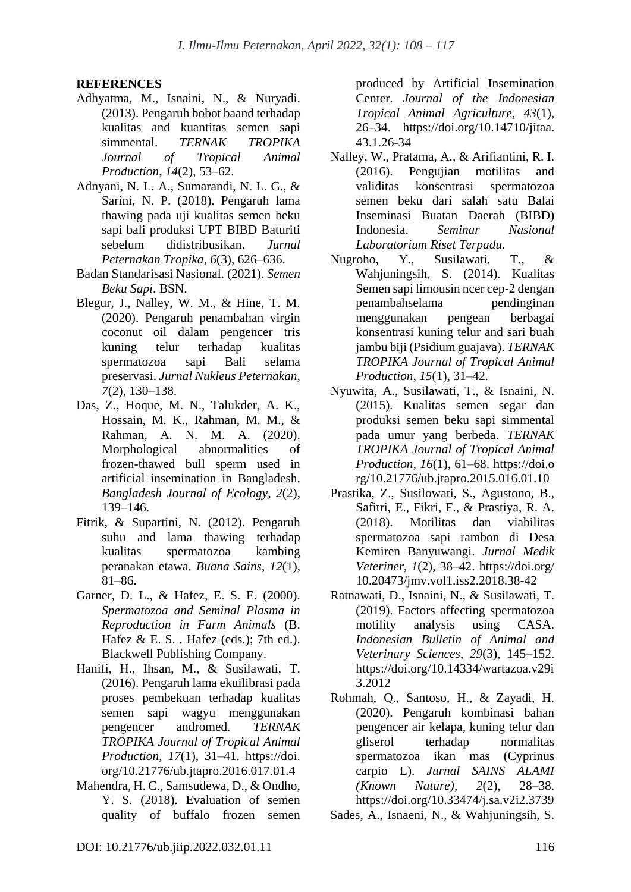## REFERENCES

Adhyatma, M., Isnaini, N., & Nuryadi. (2013). Pengaruh bobot baand terhadap kualitas and kuantitas semen sapi simmental. *TERNAK TROPIKA Journal of Tropical Animal Production*, *14*(2), 53–62.

Adnyani, N. L. A., Sumarandi, N. L. G., & Sarini, N. P. (2018). Pengaruh lama thawing pada uji kualitas semen beku sapi bali produksi UPT BIBD Baturiti sebelum didistribusikan. *Jurnal Peternakan Tropika*, *6*(3), 626–636.

Badan Standarisasi Nasional. (2021). *Semen Beku Sapi*. BSN.

Blegur, J., Nalley, W. M., & Hine, T. M. (2020). Pengaruh penambahan virgin coconut oil dalam pengencer tris kuning telur terhadap kualitas spermatozoa sapi Bali selama preservasi. *Jurnal Nukleus Peternakan*, *7*(2), 130–138.

Das, Z., Hoque, M. N., Talukder, A. K., Hossain, M. K., Rahman, M. M., & Rahman, A. N. M. A. (2020). Morphological abnormalities of frozen-thawed bull sperm used in artificial insemination in Bangladesh. *Bangladesh Journal of Ecology*, *2*(2), 139–146.

Fitrik, & Supartini, N. (2012). Pengaruh suhu and lama thawing terhadap kualitas spermatozoa kambing peranakan etawa. *Buana Sains*, *12*(1), 81–86.

Garner, D. L., & Hafez, E. S. E. (2000). *Spermatozoa and Seminal Plasma in Reproduction in Farm Animals* (B. Hafez & E. S. . Hafez (eds.); 7th ed.). Blackwell Publishing Company.

Hanifi, H., Ihsan, M., & Susilawati, T. (2016). Pengaruh lama ekuilibrasi pada proses pembekuan terhadap kualitas semen sapi wagyu menggunakan pengencer andromed. *TERNAK TROPIKA Journal of Tropical Animal Production*, *17*(1), 31–41. https://doi.org/10.21776/ub.jtapro.2016.017.01.4

Mahendra, H. C., Samsudewa, D., & Ondho, Y. S. (2018). Evaluation of semen quality of buffalo frozen semen produced by Artificial Insemination Center. *Journal of the Indonesian Tropical Animal Agriculture*, *43*(1), 26–34. https://doi.org/10.14710/jitaa.43.1.26-34

Nalley, W., Pratama, A., & Arifiantini, R. I. (2016). Pengujian motilitas and validitas konsentrasi spermatozoa semen beku dari salah satu Balai Inseminasi Buatan Daerah (BIBD) Indonesia. *Seminar Nasional Laboratorium Riset Terpadu*.

Nugroho, Y., Susilawati, T., & Wahjuningsih, S. (2014). Kualitas Semen sapi limousin ncer cep-2 dengan penambahselama pendinginan menggunakan pengean berbagai konsentrasi kuning telur and sari buah jambu biji (Psidium guajava). *TERNAK TROPIKA Journal of Tropical Animal Production*, *15*(1), 31–42.

Nyuwita, A., Susilawati, T., & Isnaini, N. (2015). Kualitas semen segar dan produksi semen beku sapi simmental pada umur yang berbeda. *TERNAK TROPIKA Journal of Tropical Animal Production*, *16*(1), 61–68. https://doi.org/10.21776/ub.jtapro.2015.016.01.10

Prastika, Z., Susilowati, S., Agustono, B., Safitri, E., Fikri, F., & Prastiya, R. A. (2018). Motilitas dan viabilitas spermatozoa sapi rambon di Desa Kemiren Banyuwangi. *Jurnal Medik Veteriner*, *1*(2), 38–42. https://doi.org/10.20473/jmv.vol1.iss2.2018.38-42

Ratnawati, D., Isnaini, N., & Susilawati, T. (2019). Factors affecting spermatozoa motility analysis using CASA. *Indonesian Bulletin of Animal and Veterinary Sciences*, *29*(3), 145–152. https://doi.org/10.14334/wartazoa.v29i3.2012

Rohmah, Q., Santoso, H., & Zayadi, H. (2020). Pengaruh kombinasi bahan pengencer air kelapa, kuning telur dan gliserol terhadap normalitas spermatozoa ikan mas (Cyprinus carpio L). *Jurnal SAINS ALAMI (Known Nature)*, *2*(2), 28–38. https://doi.org/10.33474/j.sa.v2i2.3739

Sades, A., Isnaeni, N., & Wahjuningsih, S.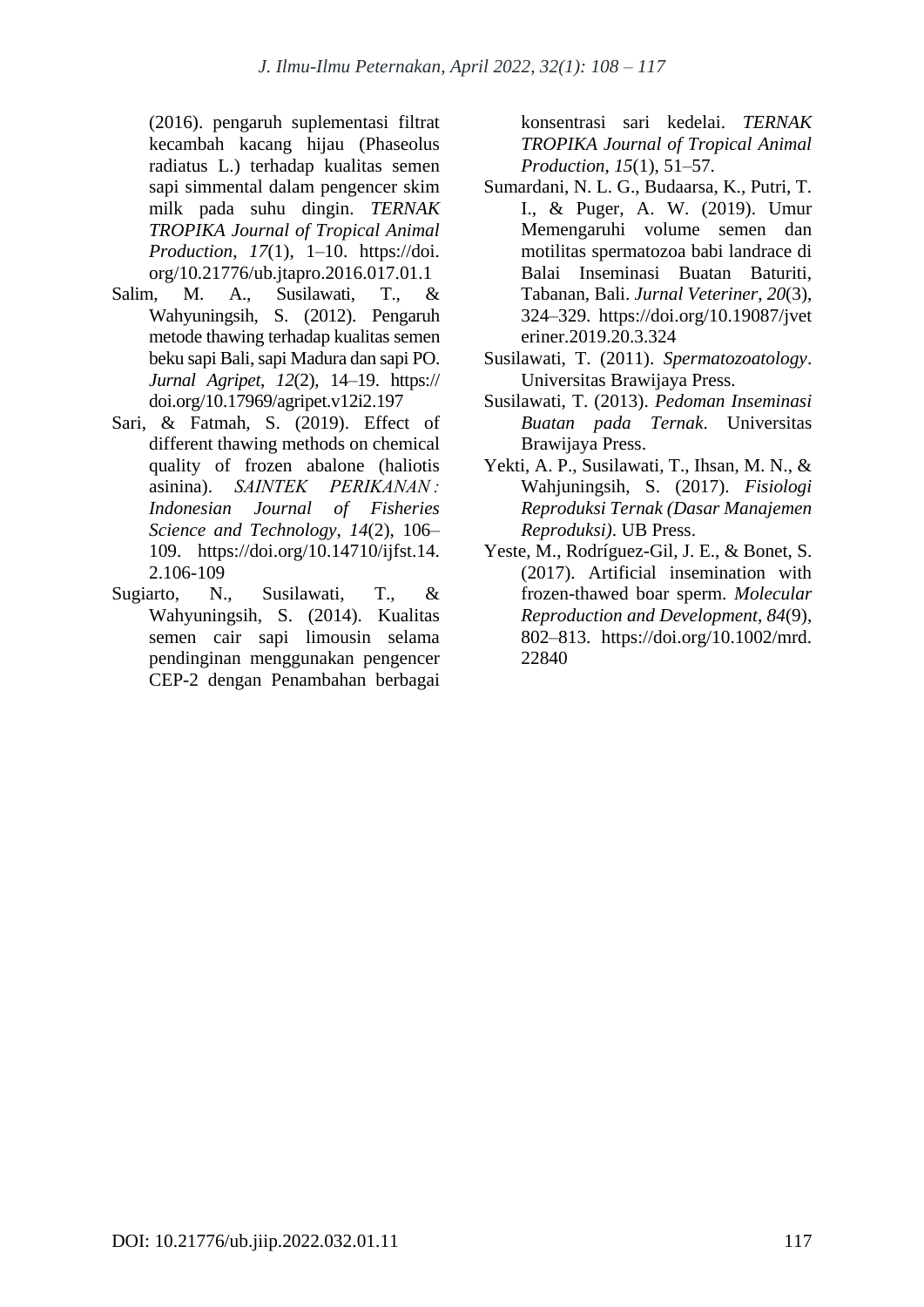(2016). pengaruh suplementasi filtrat kecambah kacang hijau (Phaseolus radiatus L.) terhadap kualitas semen sapi simmental dalam pengencer skim milk pada suhu dingin. *TERNAK TROPIKA Journal of Tropical Animal Production*, *17*(1), 1–10. https://doi.org/10.21776/ub.jtapro.2016.017.01.1

Salim, M. A., Susilawati, T., & Wahyuningsih, S. (2012). Pengaruh metode thawing terhadap kualitas semen beku sapi Bali, sapi Madura dan sapi PO. *Jurnal Agripet*, *12*(2), 14–19. https://doi.org/10.17969/agripet.v12i2.197

Sari, & Fatmah, S. (2019). Effect of different thawing methods on chemical quality of frozen abalone (haliotis asinina). *SAINTEK PERIKANAN : Indonesian Journal of Fisheries Science and Technology*, *14*(2), 106–109. https://doi.org/10.14710/ijfst.14.2.106-109

Sugiarto, N., Susilawati, T., & Wahyuningsih, S. (2014). Kualitas semen cair sapi limousin selama pendinginan menggunakan pengencer CEP-2 dengan Penambahan berbagai konsentrasi sari kedelai. *TERNAK TROPIKA Journal of Tropical Animal Production*, *15*(1), 51–57.

Sumardani, N. L. G., Budaarsa, K., Putri, T. I., & Puger, A. W. (2019). Umur Memengaruhi volume semen dan motilitas spermatozoa babi landrace di Balai Inseminasi Buatan Baturiti, Tabanan, Bali. *Jurnal Veteriner*, *20*(3), 324–329. https://doi.org/10.19087/jveteriner.2019.20.3.324

Susilawati, T. (2011). *Spermatozoatology*. Universitas Brawijaya Press.

Susilawati, T. (2013). *Pedoman Inseminasi Buatan pada Ternak*. Universitas Brawijaya Press.

Yekti, A. P., Susilawati, T., Ihsan, M. N., & Wahjuningsih, S. (2017). *Fisiologi Reproduksi Ternak (Dasar Manajemen Reproduksi)*. UB Press.

Yeste, M., Rodríguez-Gil, J. E., & Bonet, S. (2017). Artificial insemination with frozen-thawed boar sperm. *Molecular Reproduction and Development*, *84*(9), 802–813. https://doi.org/10.1002/mrd.22840